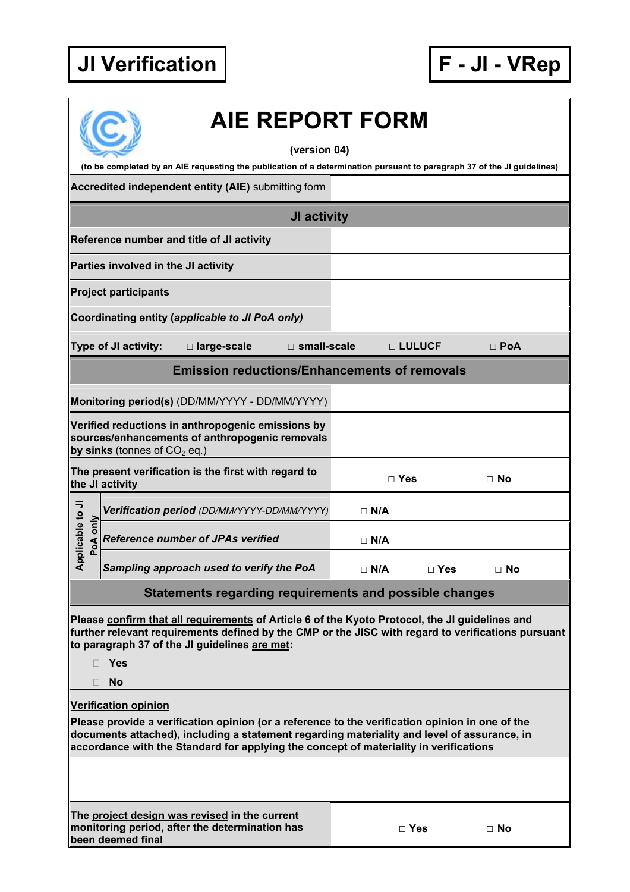**JI Verification** | **F - JI - VRep**

# AIE REPORT FORM

**(version 04)**

**(to be completed by an AIE requesting the publication of a determination pursuant to paragraph 37 of the JI guidelines)**

| **Accredited independent entity (AIE)** submitting form | |
|---|---|

## JI activity

| | | | |
|---|---|---|---|
| **Reference number and title of JI activity** | | | |
| **Parties involved in the JI activity** | | | |
| **Project participants** | | | |
| **Coordinating entity (*applicable to JI PoA only*)** | | | |
| **Type of JI activity:** □ large-scale | □ small-scale | □ LULUCF | □ PoA |

## Emission reductions/Enhancements of removals

| | | | |
|---|---|---|---|
| **Monitoring period(s)** (DD/MM/YYYY - DD/MM/YYYY) | | | |
| **Verified reductions in anthropogenic emissions by sources/enhancements of anthropogenic removals by sinks** (tonnes of $CO_2$ eq.) | | | |
| **The present verification is the first with regard to the JI activity** | □ Yes | □ No | |
| *Applicable to JI PoA only* – ***Verification period*** *(DD/MM/YYYY-DD/MM/YYYY)* | □ N/A | | |
| *Applicable to JI PoA only* – ***Reference number of JPAs verified*** | □ N/A | | |
| *Applicable to JI PoA only* – ***Sampling approach used to verify the PoA*** | □ N/A | □ Yes | □ No |

## Statements regarding requirements and possible changes

**Please confirm that all requirements of Article 6 of the Kyoto Protocol, the JI guidelines and further relevant requirements defined by the CMP or the JISC with regard to verifications pursuant to paragraph 37 of the JI guidelines are met:**

- □ **Yes**
- □ **No**

**Verification opinion**

**Please provide a verification opinion (or a reference to the verification opinion in one of the documents attached), including a statement regarding materiality and level of assurance, in accordance with the Standard for applying the concept of materiality in verifications**

| | | |
|---|---|---|
| **The project design was revised in the current monitoring period, after the determination has been deemed final** | □ Yes | □ No |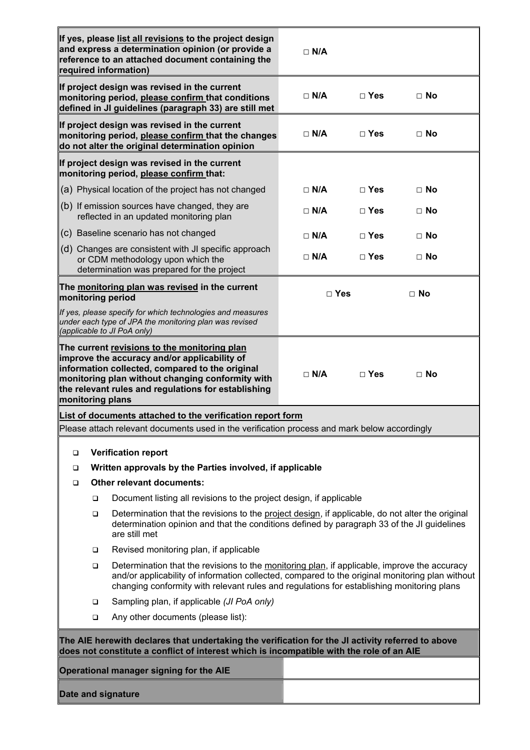| | | | |
|---|---|---|---|
| **If yes, please list all revisions to the project design and express a determination opinion (or provide a reference to an attached document containing the required information)** | □ **N/A** | | |
| **If project design was revised in the current monitoring period, please confirm that conditions defined in JI guidelines (paragraph 33) are still met** | □ **N/A** | □ **Yes** | □ **No** |
| **If project design was revised in the current monitoring period, please confirm that the changes do not alter the original determination opinion** | □ **N/A** | □ **Yes** | □ **No** |
| **If project design was revised in the current monitoring period, please confirm that:** | | | |
| (a) Physical location of the project has not changed | □ **N/A** | □ **Yes** | □ **No** |
| (b) If emission sources have changed, they are reflected in an updated monitoring plan | □ **N/A** | □ **Yes** | □ **No** |
| (c) Baseline scenario has not changed | □ **N/A** | □ **Yes** | □ **No** |
| (d) Changes are consistent with JI specific approach or CDM methodology upon which the determination was prepared for the project | □ **N/A** | □ **Yes** | □ **No** |
| **The monitoring plan was revised in the current monitoring period**<br>*If yes, please specify for which technologies and measures under each type of JPA the monitoring plan was revised (applicable to JI PoA only)* | □ **Yes** | | □ **No** |
| **The current revisions to the monitoring plan improve the accuracy and/or applicability of information collected, compared to the original monitoring plan without changing conformity with the relevant rules and regulations for establishing monitoring plans** | □ **N/A** | □ **Yes** | □ **No** |

**List of documents attached to the verification report form**

Please attach relevant documents used in the verification process and mark below accordingly

- ❑ **Verification report**
- ❑ **Written approvals by the Parties involved, if applicable**
- ❑ **Other relevant documents:**
  - ❑ Document listing all revisions to the project design, if applicable
  - ❑ Determination that the revisions to the project design, if applicable, do not alter the original determination opinion and that the conditions defined by paragraph 33 of the JI guidelines are still met
  - ❑ Revised monitoring plan, if applicable
  - ❑ Determination that the revisions to the monitoring plan, if applicable, improve the accuracy and/or applicability of information collected, compared to the original monitoring plan without changing conformity with relevant rules and regulations for establishing monitoring plans
  - ❑ Sampling plan, if applicable *(JI PoA only)*
  - ❑ Any other documents (please list):

**The AIE herewith declares that undertaking the verification for the JI activity referred to above does not constitute a conflict of interest which is incompatible with the role of an AIE**

| | |
|---|---|
| **Operational manager signing for the AIE** | |
| **Date and signature** | |